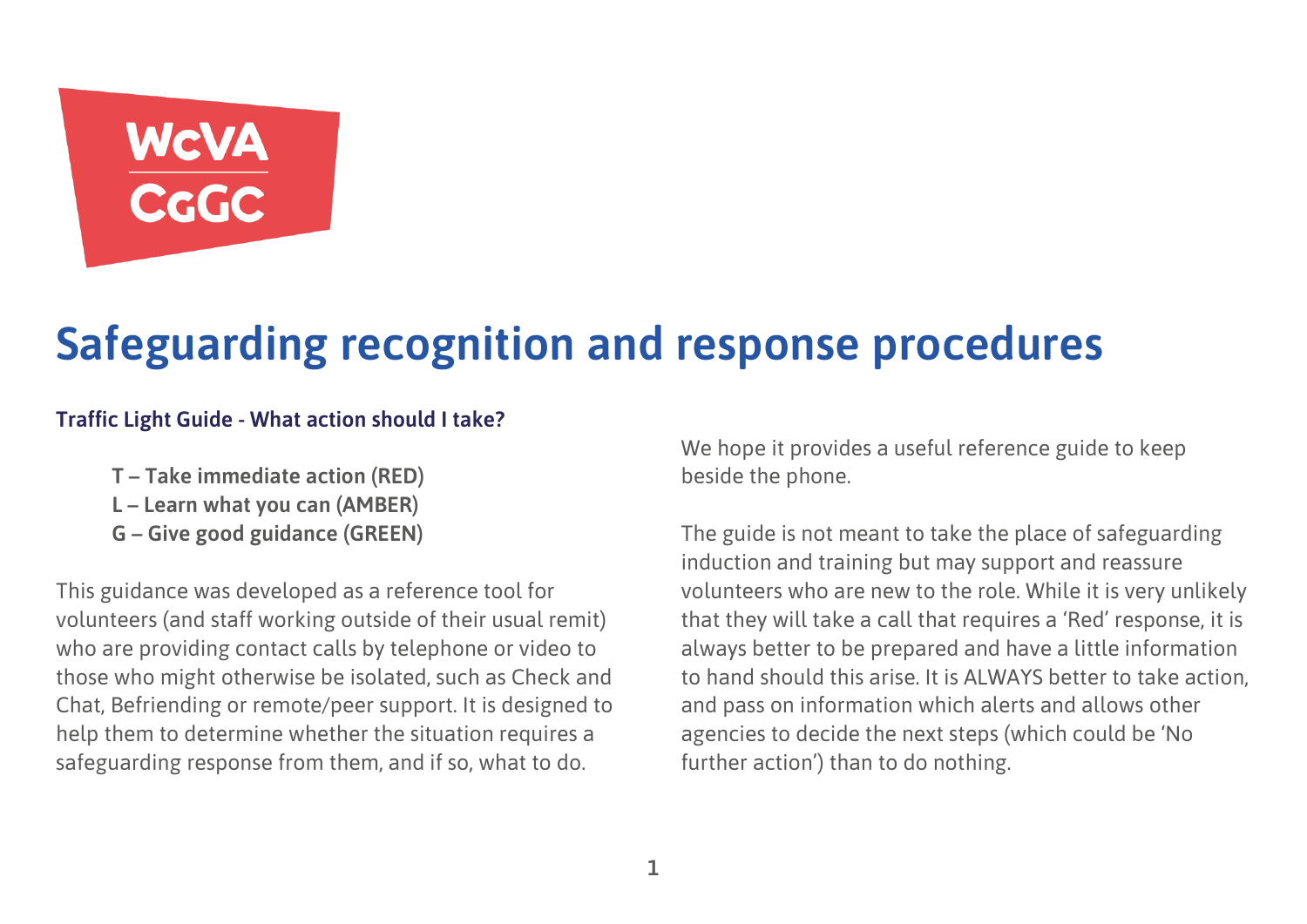WcVA
CgGC

# Safeguarding recognition and response procedures

### Traffic Light Guide - What action should I take?

- **T – Take immediate action (RED)**
- **L – Learn what you can (AMBER)**
- **G – Give good guidance (GREEN)**

This guidance was developed as a reference tool for volunteers (and staff working outside of their usual remit) who are providing contact calls by telephone or video to those who might otherwise be isolated, such as Check and Chat, Befriending or remote/peer support. It is designed to help them to determine whether the situation requires a safeguarding response from them, and if so, what to do.

We hope it provides a useful reference guide to keep beside the phone.

The guide is not meant to take the place of safeguarding induction and training but may support and reassure volunteers who are new to the role. While it is very unlikely that they will take a call that requires a 'Red' response, it is always better to be prepared and have a little information to hand should this arise. It is ALWAYS better to take action, and pass on information which alerts and allows other agencies to decide the next steps (which could be 'No further action') than to do nothing.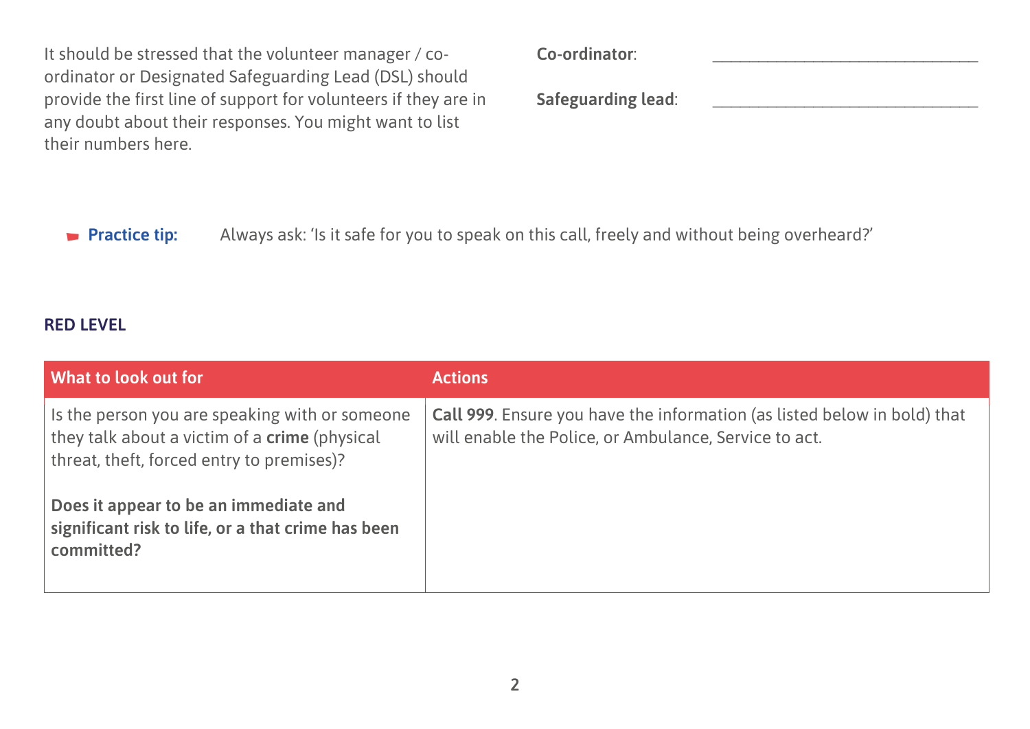It should be stressed that the volunteer manager / co-ordinator or Designated Safeguarding Lead (DSL) should provide the first line of support for volunteers if they are in any doubt about their responses. You might want to list their numbers here.

**Co-ordinator**: ______________________________

**Safeguarding lead**: ______________________________

**Practice tip:** Always ask: 'Is it safe for you to speak on this call, freely and without being overheard?'

**RED LEVEL**

| What to look out for | Actions |
| --- | --- |
| Is the person you are speaking with or someone they talk about a victim of a **crime** (physical threat, theft, forced entry to premises)?<br><br>**Does it appear to be an immediate and significant risk to life, or a that crime has been committed?** | **Call 999**. Ensure you have the information (as listed below in bold) that will enable the Police, or Ambulance, Service to act. |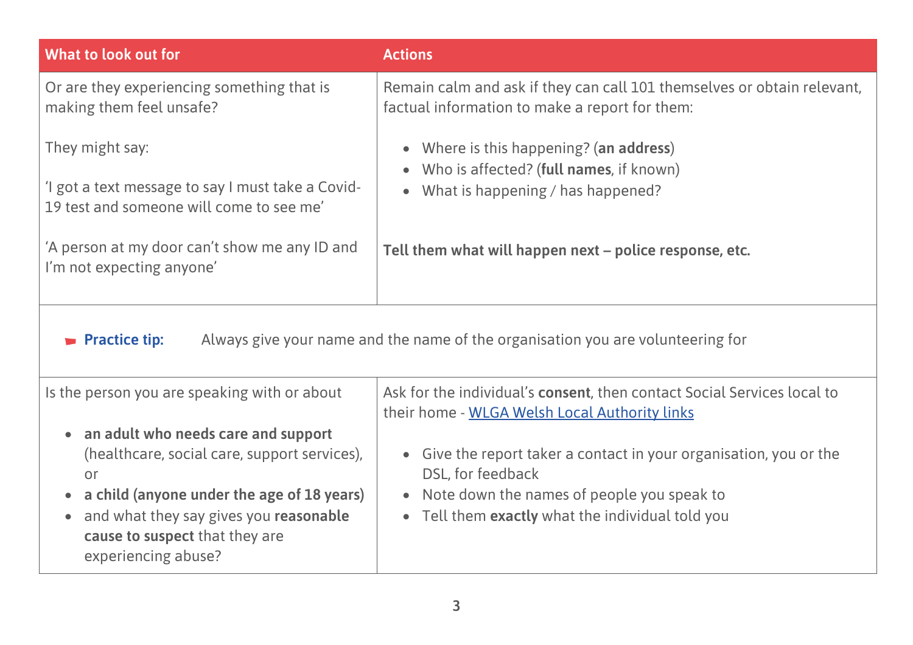| What to look out for | Actions |
|---|---|
| Or are they experiencing something that is making them feel unsafe?<br><br>They might say:<br><br>'I got a text message to say I must take a Covid-19 test and someone will come to see me'<br><br>'A person at my door can't show me any ID and I'm not expecting anyone' | Remain calm and ask if they can call 101 themselves or obtain relevant, factual information to make a report for them:<br><br>• Where is this happening? (**an address**)<br>• Who is affected? (**full names**, if known)<br>• What is happening / has happened?<br><br>**Tell them what will happen next – police response, etc.** |
| **Practice tip:** Always give your name and the name of the organisation you are volunteering for | |
| Is the person you are speaking with or about<br><br>• **an adult who needs care and support** (healthcare, social care, support services), or<br>• **a child (anyone under the age of 18 years)**<br>• and what they say gives you **reasonable cause to suspect** that they are experiencing abuse? | Ask for the individual's **consent**, then contact Social Services local to their home - [WLGA Welsh Local Authority links]()<br><br>• Give the report taker a contact in your organisation, you or the DSL, for feedback<br>• Note down the names of people you speak to<br>• Tell them **exactly** what the individual told you |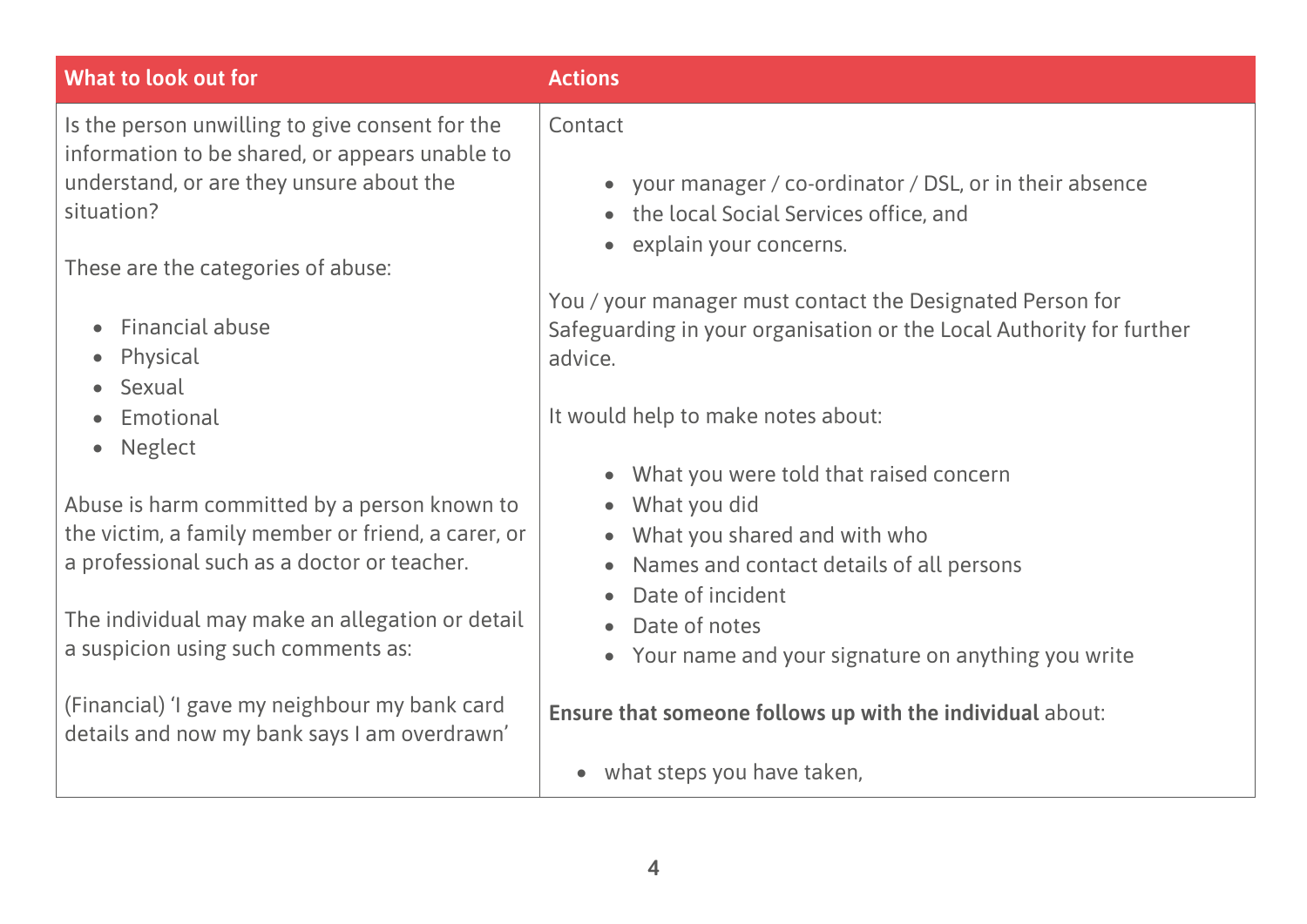| What to look out for | Actions |
| --- | --- |
| Is the person unwilling to give consent for the information to be shared, or appears unable to understand, or are they unsure about the situation?<br><br>These are the categories of abuse:<br><br>• Financial abuse<br>• Physical<br>• Sexual<br>• Emotional<br>• Neglect<br><br>Abuse is harm committed by a person known to the victim, a family member or friend, a carer, or a professional such as a doctor or teacher.<br><br>The individual may make an allegation or detail a suspicion using such comments as:<br><br>(Financial) 'I gave my neighbour my bank card details and now my bank says I am overdrawn' | Contact<br><br>• your manager / co-ordinator / DSL, or in their absence<br>• the local Social Services office, and<br>• explain your concerns.<br><br>You / your manager must contact the Designated Person for Safeguarding in your organisation or the Local Authority for further advice.<br><br>It would help to make notes about:<br><br>• What you were told that raised concern<br>• What you did<br>• What you shared and with who<br>• Names and contact details of all persons<br>• Date of incident<br>• Date of notes<br>• Your name and your signature on anything you write<br><br>**Ensure that someone follows up with the individual** about:<br><br>• what steps you have taken, |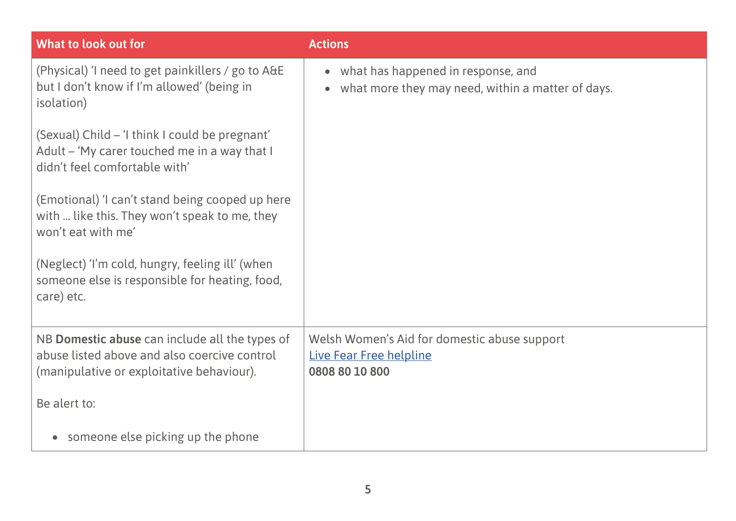| What to look out for | Actions |
|---|---|
| (Physical) 'I need to get painkillers / go to A&E but I don't know if I'm allowed' (being in isolation)<br><br>(Sexual) Child – 'I think I could be pregnant' Adult – 'My carer touched me in a way that I didn't feel comfortable with'<br><br>(Emotional) 'I can't stand being cooped up here with … like this. They won't speak to me, they won't eat with me'<br><br>(Neglect) 'I'm cold, hungry, feeling ill' (when someone else is responsible for heating, food, care) etc. | • what has happened in response, and<br>• what more they may need, within a matter of days. |
| NB **Domestic abuse** can include all the types of abuse listed above and also coercive control (manipulative or exploitative behaviour).<br><br>Be alert to:<br><br>• someone else picking up the phone | Welsh Women's Aid for domestic abuse support<br>Live Fear Free helpline<br>**0808 80 10 800** |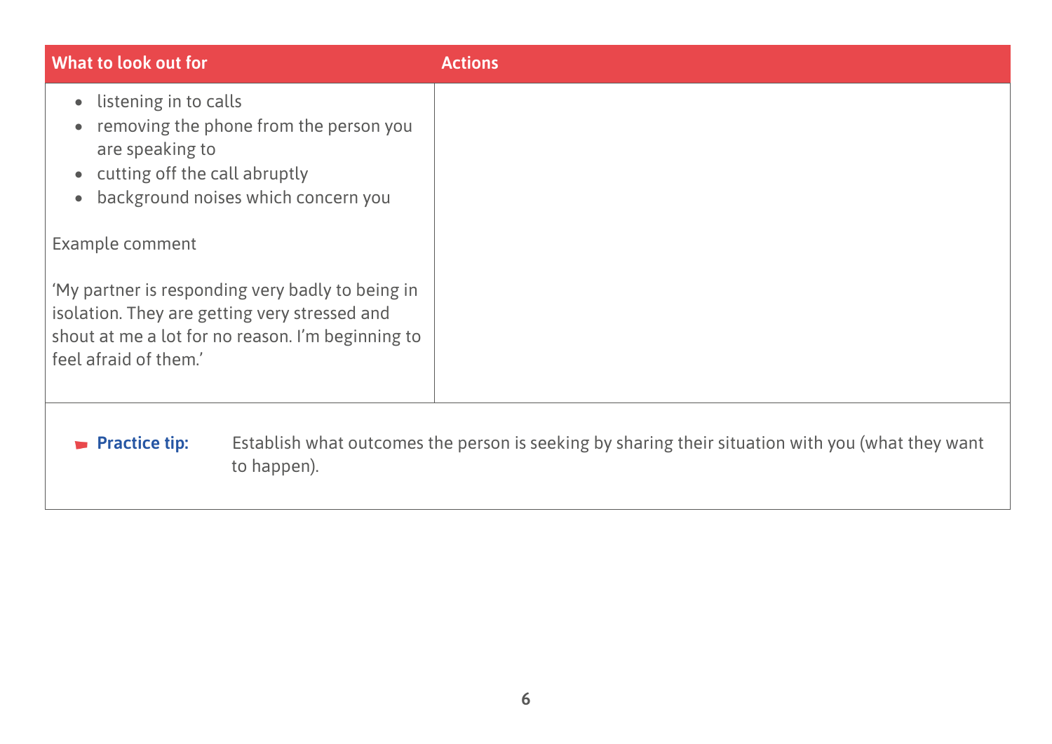| What to look out for | Actions |
| --- | --- |
| • listening in to calls<br>• removing the phone from the person you are speaking to<br>• cutting off the call abruptly<br>• background noises which concern you<br><br>Example comment<br><br>'My partner is responding very badly to being in isolation. They are getting very stressed and shout at me a lot for no reason. I'm beginning to feel afraid of them.' | |

**Practice tip:** Establish what outcomes the person is seeking by sharing their situation with you (what they want to happen).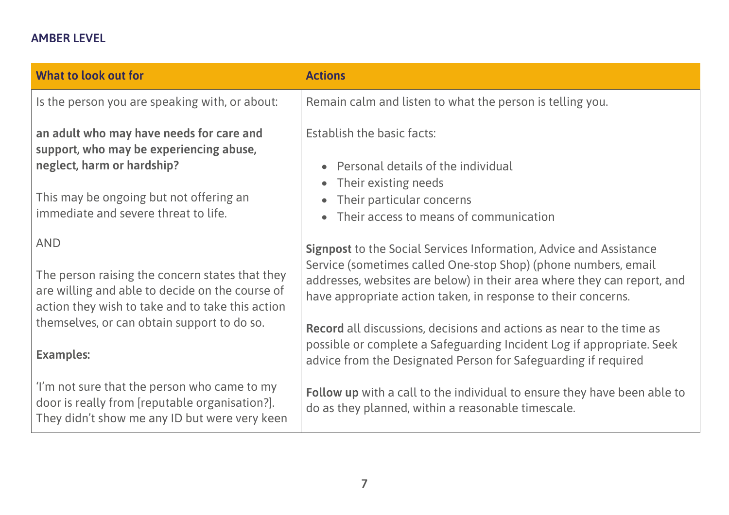**AMBER LEVEL**

| What to look out for | Actions |
|---|---|
| Is the person you are speaking with, or about:<br><br>**an adult who may have needs for care and support, who may be experiencing abuse, neglect, harm or hardship?**<br><br>This may be ongoing but not offering an immediate and severe threat to life.<br><br>AND<br><br>The person raising the concern states that they are willing and able to decide on the course of action they wish to take and to take this action themselves, or can obtain support to do so.<br><br>**Examples:**<br><br>'I'm not sure that the person who came to my door is really from [reputable organisation?]. They didn't show me any ID but were very keen | Remain calm and listen to what the person is telling you.<br><br>Establish the basic facts:<br><br>• Personal details of the individual<br>• Their existing needs<br>• Their particular concerns<br>• Their access to means of communication<br><br>**Signpost** to the Social Services Information, Advice and Assistance Service (sometimes called One-stop Shop) (phone numbers, email addresses, websites are below) in their area where they can report, and have appropriate action taken, in response to their concerns.<br><br>**Record** all discussions, decisions and actions as near to the time as possible or complete a Safeguarding Incident Log if appropriate. Seek advice from the Designated Person for Safeguarding if required<br><br>**Follow up** with a call to the individual to ensure they have been able to do as they planned, within a reasonable timescale. |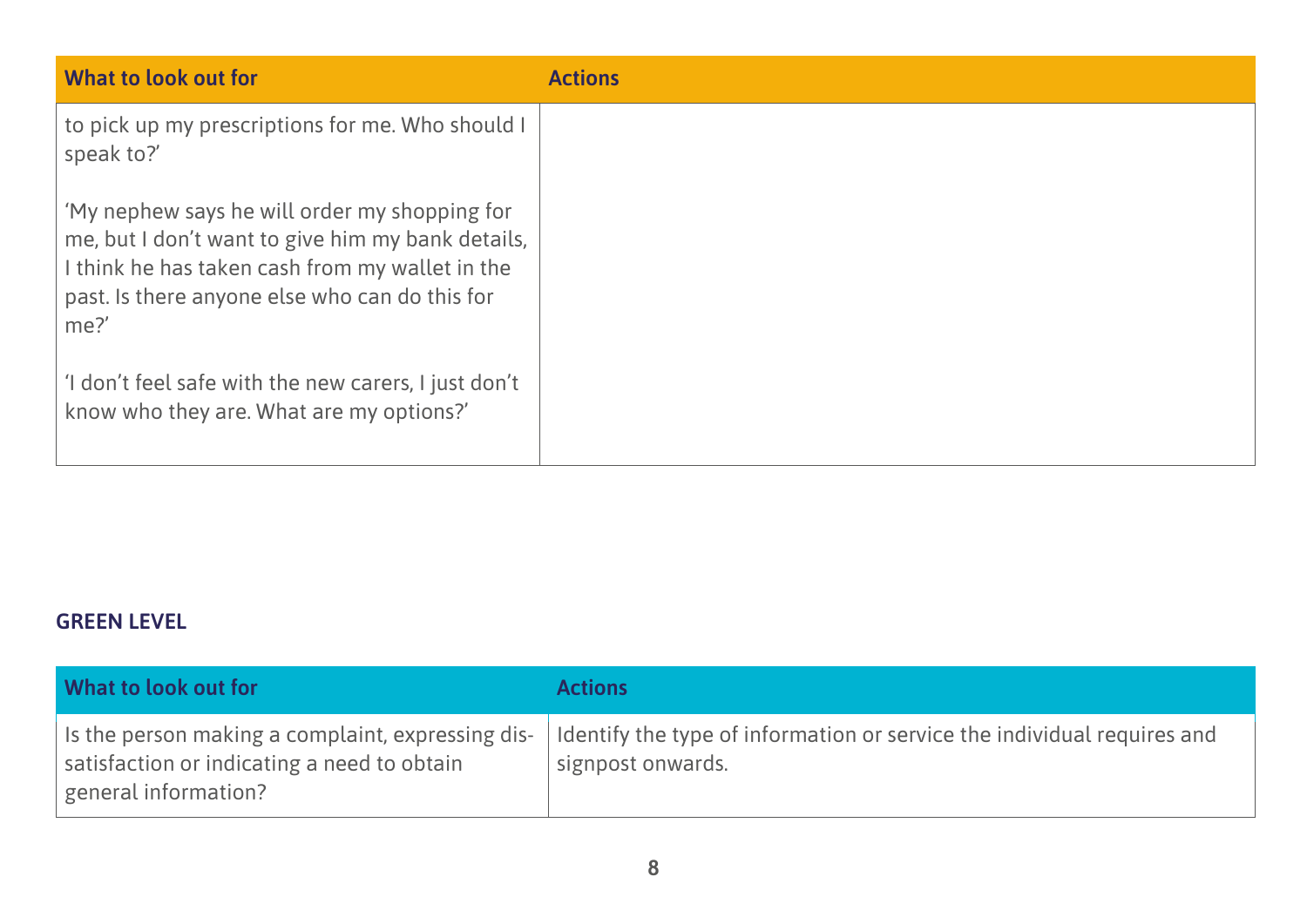| What to look out for | Actions |
|---|---|
| to pick up my prescriptions for me. Who should I speak to?’<br><br>‘My nephew says he will order my shopping for me, but I don’t want to give him my bank details, I think he has taken cash from my wallet in the past. Is there anyone else who can do this for me?’<br><br>‘I don’t feel safe with the new carers, I just don’t know who they are. What are my options?’ | |

**GREEN LEVEL**

| What to look out for | Actions |
|---|---|
| Is the person making a complaint, expressing dis-satisfaction or indicating a need to obtain general information? | Identify the type of information or service the individual requires and signpost onwards. |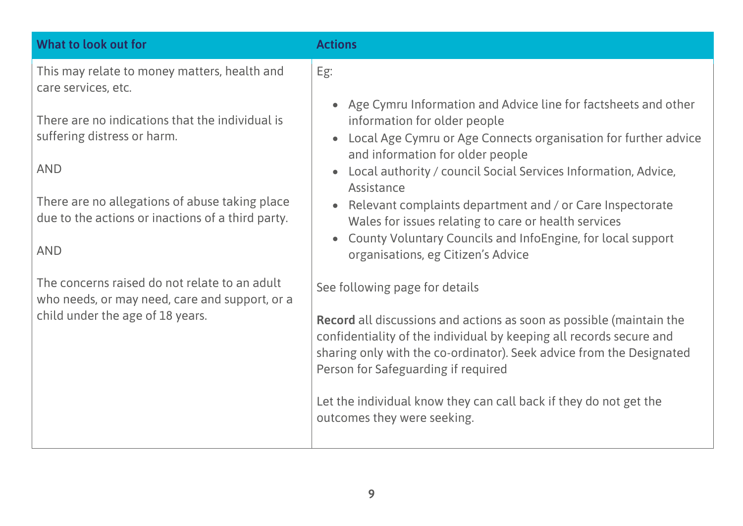| What to look out for | Actions |
| --- | --- |
| This may relate to money matters, health and care services, etc.<br><br>There are no indications that the individual is suffering distress or harm.<br><br>AND<br><br>There are no allegations of abuse taking place due to the actions or inactions of a third party.<br><br>AND<br><br>The concerns raised do not relate to an adult who needs, or may need, care and support, or a child under the age of 18 years. | Eg:<br><br>• Age Cymru Information and Advice line for factsheets and other information for older people<br>• Local Age Cymru or Age Connects organisation for further advice and information for older people<br>• Local authority / council Social Services Information, Advice, Assistance<br>• Relevant complaints department and / or Care Inspectorate Wales for issues relating to care or health services<br>• County Voluntary Councils and InfoEngine, for local support organisations, eg Citizen's Advice<br><br>See following page for details<br><br>**Record** all discussions and actions as soon as possible (maintain the confidentiality of the individual by keeping all records secure and sharing only with the co-ordinator). Seek advice from the Designated Person for Safeguarding if required<br><br>Let the individual know they can call back if they do not get the outcomes they were seeking. |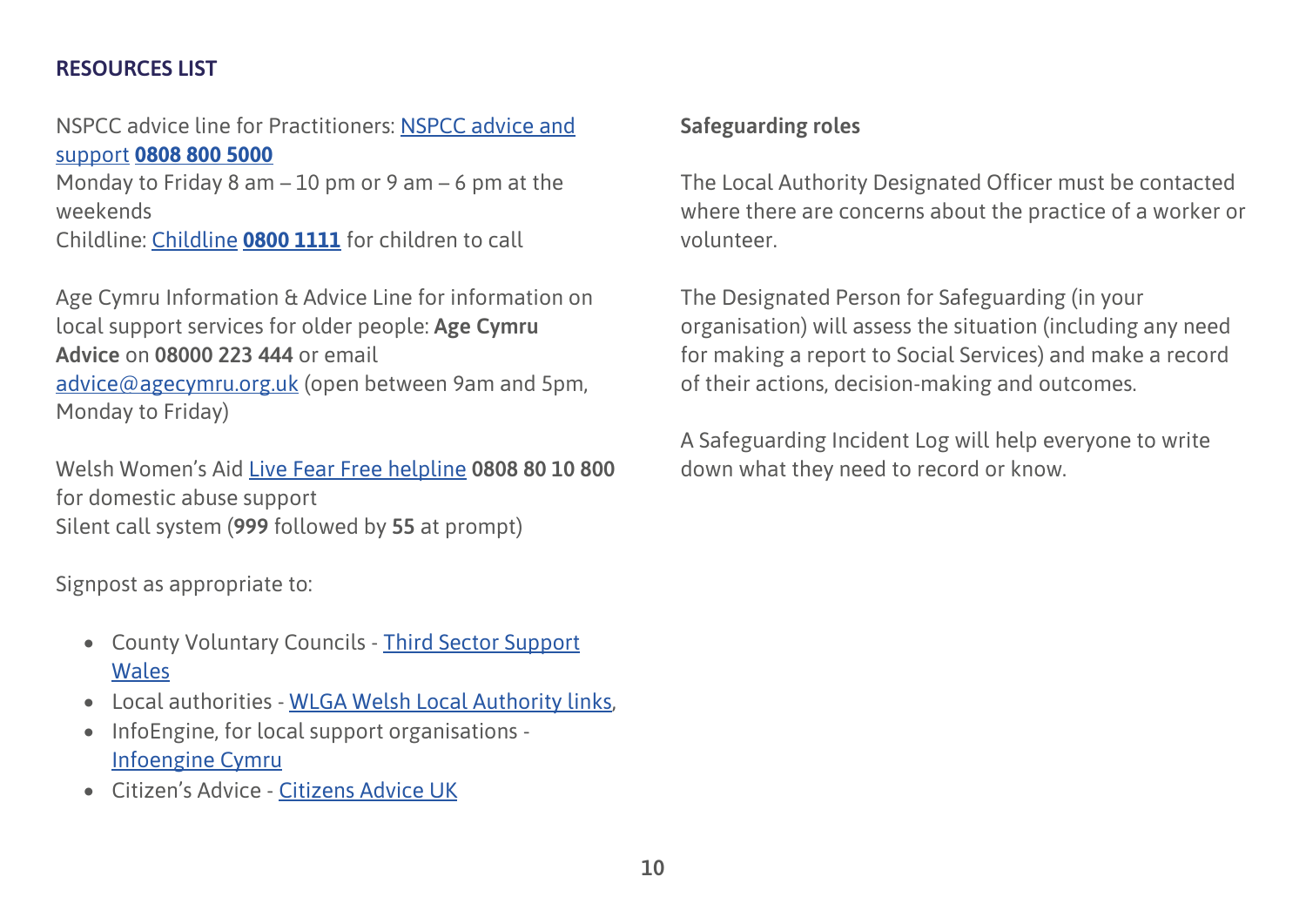## RESOURCES LIST

NSPCC advice line for Practitioners: NSPCC advice and support **0808 800 5000**
Monday to Friday 8 am – 10 pm or 9 am – 6 pm at the weekends
Childline: Childline **0800 1111** for children to call

Age Cymru Information & Advice Line for information on local support services for older people: **Age Cymru Advice** on **08000 223 444** or email advice@agecymru.org.uk (open between 9am and 5pm, Monday to Friday)

Welsh Women's Aid Live Fear Free helpline **0808 80 10 800** for domestic abuse support
Silent call system (**999** followed by **55** at prompt)

Signpost as appropriate to:

- County Voluntary Councils - Third Sector Support Wales
- Local authorities - WLGA Welsh Local Authority links,
- InfoEngine, for local support organisations - Infoengine Cymru
- Citizen's Advice - Citizens Advice UK

**Safeguarding roles**

The Local Authority Designated Officer must be contacted where there are concerns about the practice of a worker or volunteer.

The Designated Person for Safeguarding (in your organisation) will assess the situation (including any need for making a report to Social Services) and make a record of their actions, decision-making and outcomes.

A Safeguarding Incident Log will help everyone to write down what they need to record or know.